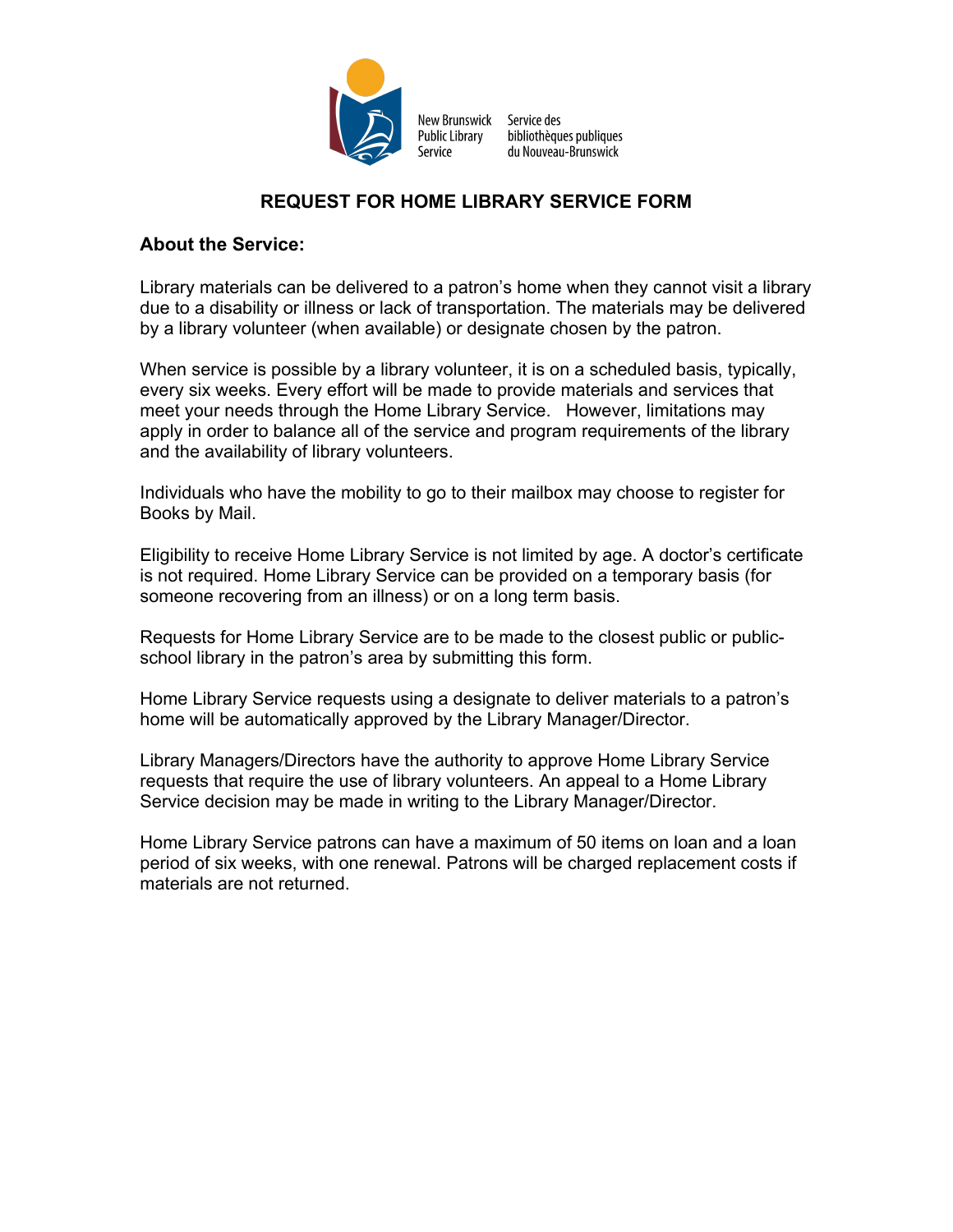New Brunswick Public Library Service

Service des bibliothèques publiques du Nouveau-Brunswick

# REQUEST FOR HOME LIBRARY SERVICE FORM

## About the Service:

Library materials can be delivered to a patron's home when they cannot visit a library due to a disability or illness or lack of transportation. The materials may be delivered by a library volunteer (when available) or designate chosen by the patron.

When service is possible by a library volunteer, it is on a scheduled basis, typically, every six weeks. Every effort will be made to provide materials and services that meet your needs through the Home Library Service. However, limitations may apply in order to balance all of the service and program requirements of the library and the availability of library volunteers.

Individuals who have the mobility to go to their mailbox may choose to register for Books by Mail.

Eligibility to receive Home Library Service is not limited by age. A doctor's certificate is not required. Home Library Service can be provided on a temporary basis (for someone recovering from an illness) or on a long term basis.

Requests for Home Library Service are to be made to the closest public or public-school library in the patron's area by submitting this form.

Home Library Service requests using a designate to deliver materials to a patron's home will be automatically approved by the Library Manager/Director.

Library Managers/Directors have the authority to approve Home Library Service requests that require the use of library volunteers. An appeal to a Home Library Service decision may be made in writing to the Library Manager/Director.

Home Library Service patrons can have a maximum of 50 items on loan and a loan period of six weeks, with one renewal. Patrons will be charged replacement costs if materials are not returned.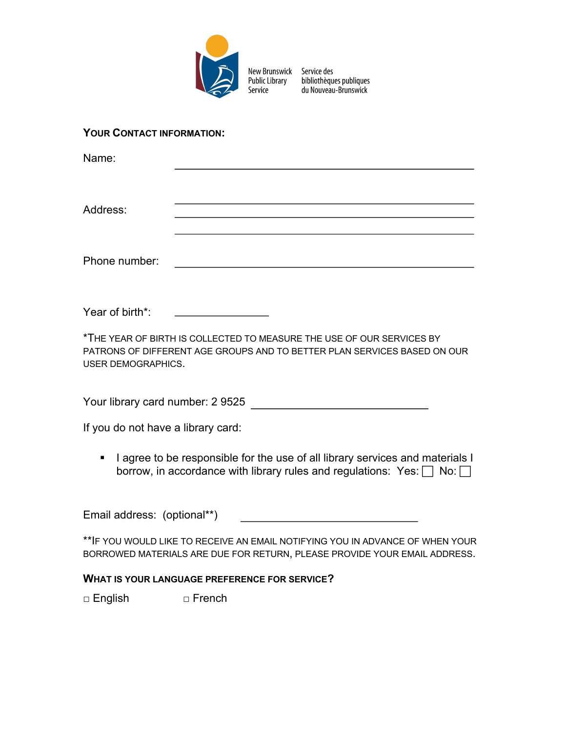New Brunswick Public Library Service

Service des bibliothèques publiques du Nouveau-Brunswick

## YOUR CONTACT INFORMATION:

Name: ______________________________

Address: ______________________________
______________________________
______________________________

Phone number: ______________________________

Year of birth*: ______________

*THE YEAR OF BIRTH IS COLLECTED TO MEASURE THE USE OF OUR SERVICES BY PATRONS OF DIFFERENT AGE GROUPS AND TO BETTER PLAN SERVICES BASED ON OUR USER DEMOGRAPHICS.

Your library card number: 2 9525 ______________________

If you do not have a library card:

- I agree to be responsible for the use of all library services and materials I borrow, in accordance with library rules and regulations: Yes: ☐ No: ☐

Email address: (optional**) ______________________

**IF YOU WOULD LIKE TO RECEIVE AN EMAIL NOTIFYING YOU IN ADVANCE OF WHEN YOUR BORROWED MATERIALS ARE DUE FOR RETURN, PLEASE PROVIDE YOUR EMAIL ADDRESS.

## WHAT IS YOUR LANGUAGE PREFERENCE FOR SERVICE?

☐ English ☐ French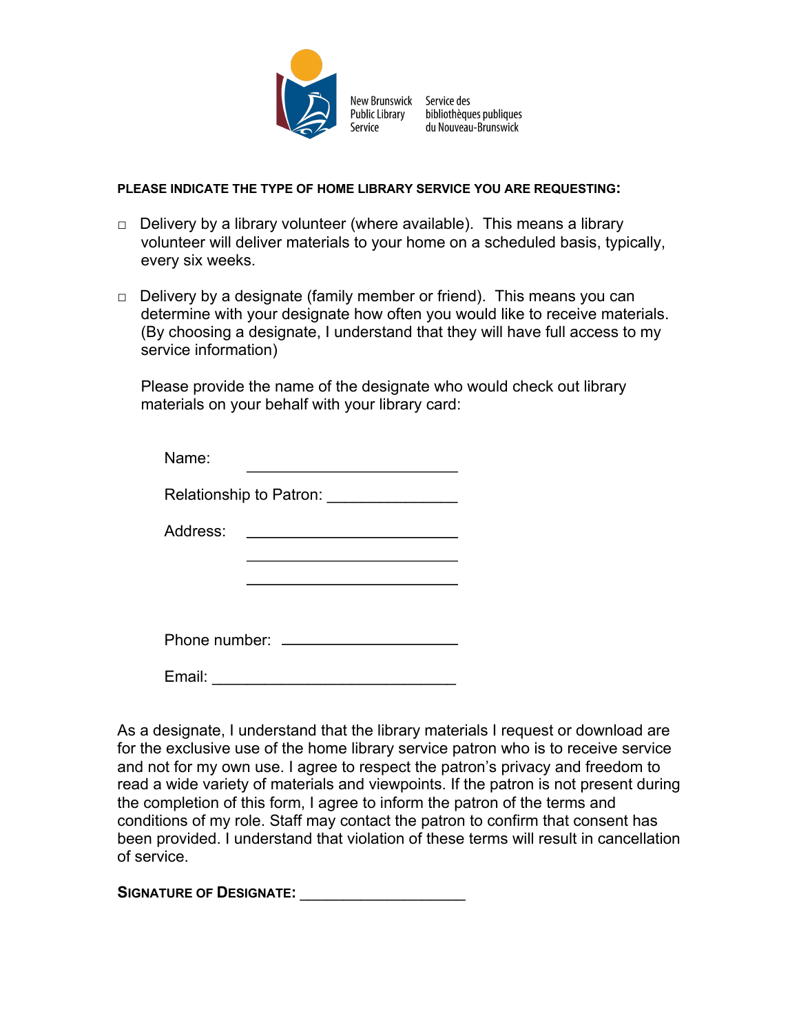New Brunswick Public Library Service | Service des bibliothèques publiques du Nouveau-Brunswick

**PLEASE INDICATE THE TYPE OF HOME LIBRARY SERVICE YOU ARE REQUESTING:**

- ☐ Delivery by a library volunteer (where available). This means a library volunteer will deliver materials to your home on a scheduled basis, typically, every six weeks.

- ☐ Delivery by a designate (family member or friend). This means you can determine with your designate how often you would like to receive materials. (By choosing a designate, I understand that they will have full access to my service information)

  Please provide the name of the designate who would check out library materials on your behalf with your library card:

  Name: ________________________

  Relationship to Patron: _______________

  Address: ________________________
  ________________________
  ________________________

  Phone number: ____________________

  Email: ____________________________

As a designate, I understand that the library materials I request or download are for the exclusive use of the home library service patron who is to receive service and not for my own use. I agree to respect the patron's privacy and freedom to read a wide variety of materials and viewpoints. If the patron is not present during the completion of this form, I agree to inform the patron of the terms and conditions of my role. Staff may contact the patron to confirm that consent has been provided. I understand that violation of these terms will result in cancellation of service.

**SIGNATURE OF DESIGNATE:** ___________________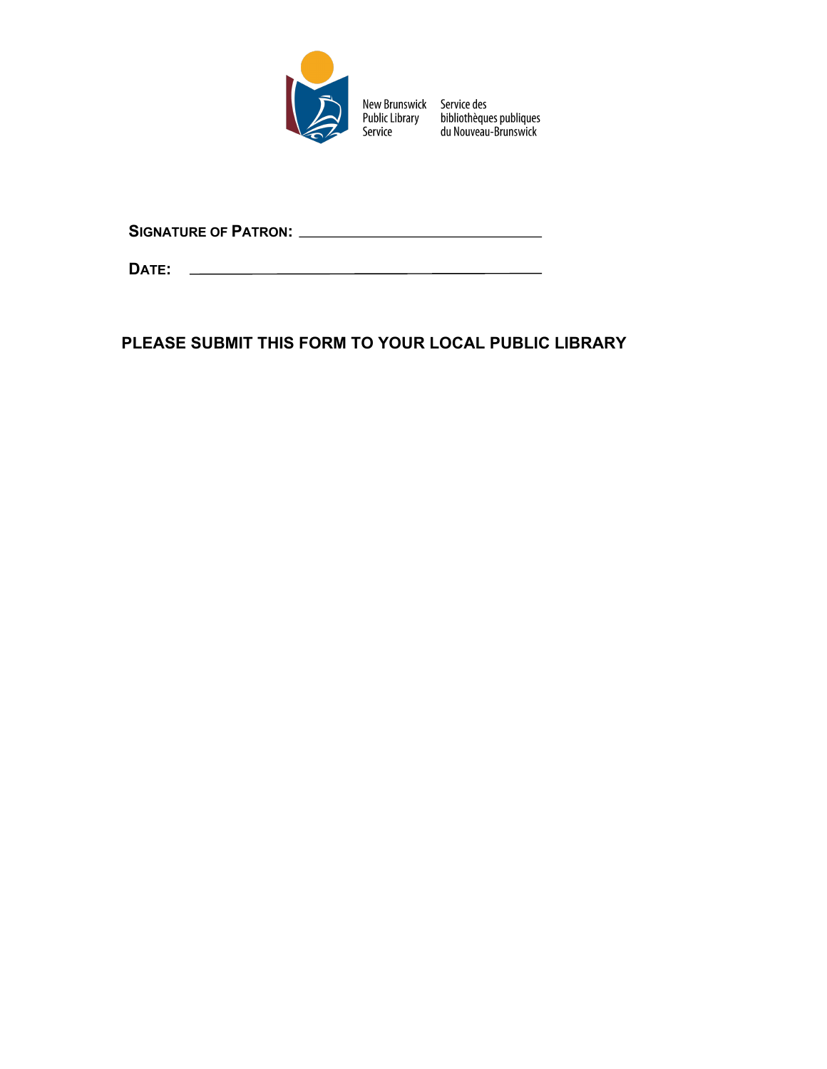New Brunswick Public Library Service
Service des bibliothèques publiques du Nouveau-Brunswick

**SIGNATURE OF PATRON:** ______________________________

**DATE:** ______________________________

**PLEASE SUBMIT THIS FORM TO YOUR LOCAL PUBLIC LIBRARY**